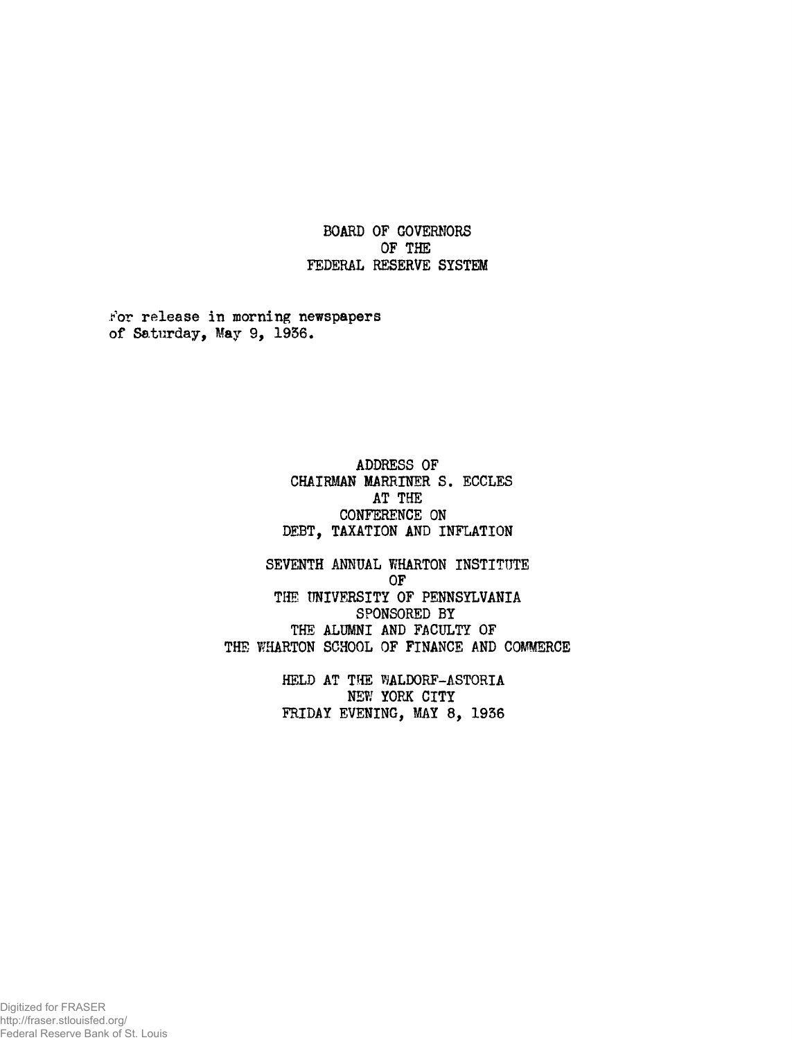BOARD OF GOVERNORS
OF THE
FEDERAL RESERVE SYSTEM

For release in morning newspapers
of Saturday, May 9, 1936.

ADDRESS OF
CHAIRMAN MARRINER S. ECCLES
AT THE
CONFERENCE ON
DEBT, TAXATION AND INFLATION

SEVENTH ANNUAL WHARTON INSTITUTE
OF
THE UNIVERSITY OF PENNSYLVANIA
SPONSORED BY
THE ALUMNI AND FACULTY OF
THE WHARTON SCHOOL OF FINANCE AND COMMERCE

HELD AT THE WALDORF-ASTORIA
NEW YORK CITY
FRIDAY EVENING, MAY 8, 1936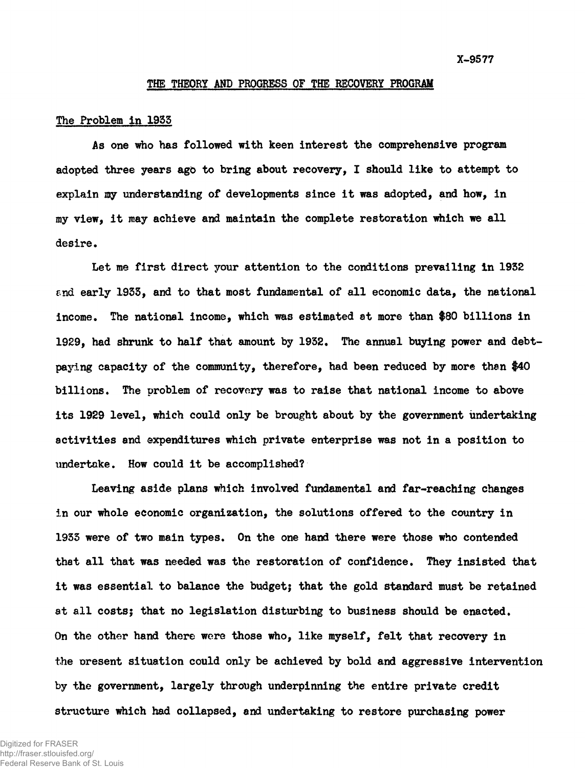X-9577

## THE THEORY AND PROGRESS OF THE RECOVERY PROGRAM

### The Problem in 1933

As one who has followed with keen interest the comprehensive program adopted three years ago to bring about recovery, I should like to attempt to explain my understanding of developments since it was adopted, and how, in my view, it may achieve and maintain the complete restoration which we all desire.

Let me first direct your attention to the conditions prevailing in 1932 and early 1933, and to that most fundamental of all economic data, the national income. The national income, which was estimated at more than $80 billions in 1929, had shrunk to half that amount by 1932. The annual buying power and debt-paying capacity of the community, therefore, had been reduced by more than $40 billions. The problem of recovery was to raise that national income to above its 1929 level, which could only be brought about by the government undertaking activities and expenditures which private enterprise was not in a position to undertake. How could it be accomplished?

Leaving aside plans which involved fundamental and far-reaching changes in our whole economic organization, the solutions offered to the country in 1933 were of two main types. On the one hand there were those who contended that all that was needed was the restoration of confidence. They insisted that it was essential to balance the budget; that the gold standard must be retained at all costs; that no legislation disturbing to business should be enacted. On the other hand there were those who, like myself, felt that recovery in the present situation could only be achieved by bold and aggressive intervention by the government, largely through underpinning the entire private credit structure which had collapsed, and undertaking to restore purchasing power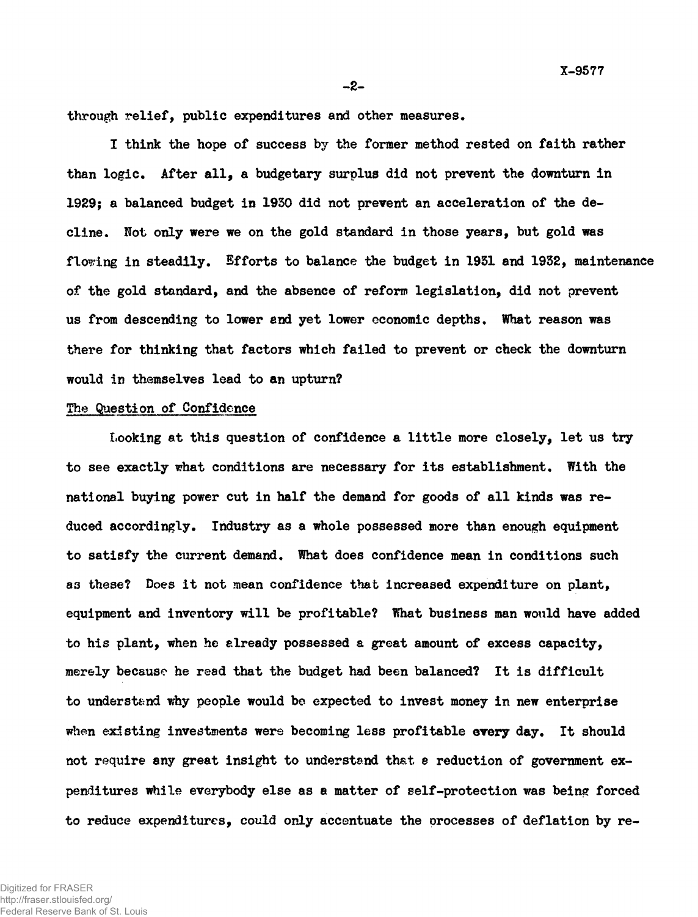through relief, public expenditures and other measures.

I think the hope of success by the former method rested on faith rather than logic. After all, a budgetary surplus did not prevent the downturn in 1929; a balanced budget in 1930 did not prevent an acceleration of the decline. Not only were we on the gold standard in those years, but gold was flowing in steadily. Efforts to balance the budget in 1931 and 1932, maintenance of the gold standard, and the absence of reform legislation, did not prevent us from descending to lower and yet lower economic depths. What reason was there for thinking that factors which failed to prevent or check the downturn would in themselves lead to an upturn?

## The Question of Confidence

Looking at this question of confidence a little more closely, let us try to see exactly what conditions are necessary for its establishment. With the national buying power cut in half the demand for goods of all kinds was reduced accordingly. Industry as a whole possessed more than enough equipment to satisfy the current demand. What does confidence mean in conditions such as these? Does it not mean confidence that increased expenditure on plant, equipment and inventory will be profitable? What business man would have added to his plant, when he already possessed a great amount of excess capacity, merely because he read that the budget had been balanced? It is difficult to understand why people would be expected to invest money in new enterprise when existing investments were becoming less profitable every day. It should not require any great insight to understand that a reduction of government expenditures while everybody else as a matter of self-protection was being forced to reduce expenditures, could only accentuate the processes of deflation by re-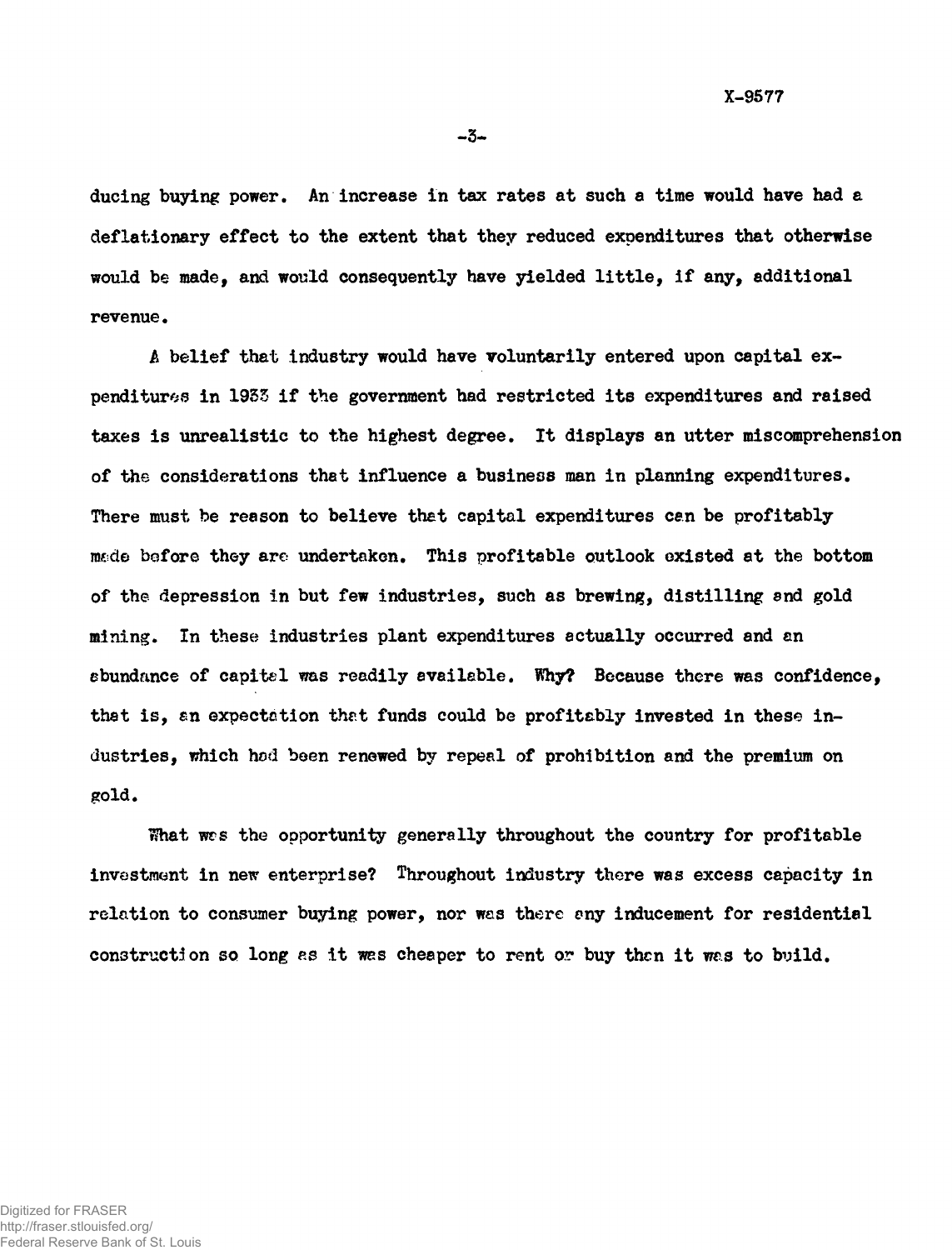ducing buying power. An increase in tax rates at such a time would have had a deflationary effect to the extent that they reduced expenditures that otherwise would be made, and would consequently have yielded little, if any, additional revenue.

A belief that industry would have voluntarily entered upon capital expenditures in 1933 if the government had restricted its expenditures and raised taxes is unrealistic to the highest degree. It displays an utter miscomprehension of the considerations that influence a business man in planning expenditures. There must be reason to believe that capital expenditures can be profitably made before they are undertaken. This profitable outlook existed at the bottom of the depression in but few industries, such as brewing, distilling and gold mining. In these industries plant expenditures actually occurred and an abundance of capital was readily available. Why? Because there was confidence, that is, an expectation that funds could be profitably invested in these industries, which had been renewed by repeal of prohibition and the premium on gold.

What was the opportunity generally throughout the country for profitable investment in new enterprise? Throughout industry there was excess capacity in relation to consumer buying power, nor was there any inducement for residential construction so long as it was cheaper to rent or buy than it was to build.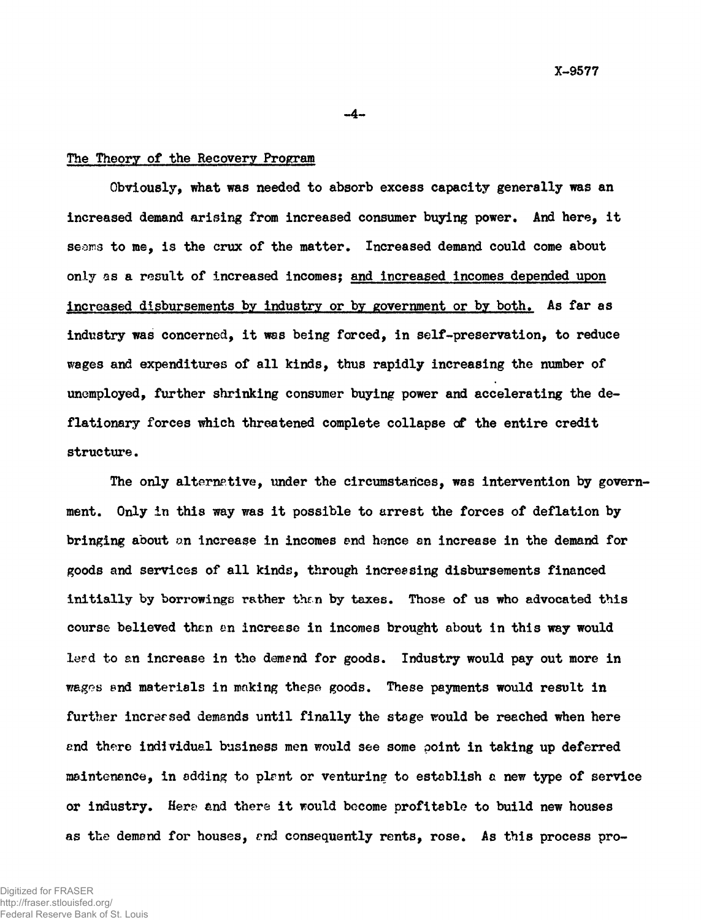## The Theory of the Recovery Program

Obviously, what was needed to absorb excess capacity generally was an increased demand arising from increased consumer buying power. And here, it seems to me, is the crux of the matter. Increased demand could come about only as a result of increased incomes; and increased incomes depended upon increased disbursements by industry or by government or by both. As far as industry was concerned, it was being forced, in self-preservation, to reduce wages and expenditures of all kinds, thus rapidly increasing the number of unemployed, further shrinking consumer buying power and accelerating the deflationary forces which threatened complete collapse of the entire credit structure.

The only alternative, under the circumstances, was intervention by government. Only in this way was it possible to arrest the forces of deflation by bringing about an increase in incomes and hence an increase in the demand for goods and services of all kinds, through increasing disbursements financed initially by borrowings rather than by taxes. Those of us who advocated this course believed then an increase in incomes brought about in this way would lead to an increase in the demand for goods. Industry would pay out more in wages and materials in making these goods. These payments would result in further increased demands until finally the stage would be reached when here and there individual business men would see some point in taking up deferred maintenance, in adding to plant or venturing to establish a new type of service or industry. Here and there it would become profitable to build new houses as the demand for houses, and consequently rents, rose. As this process pro-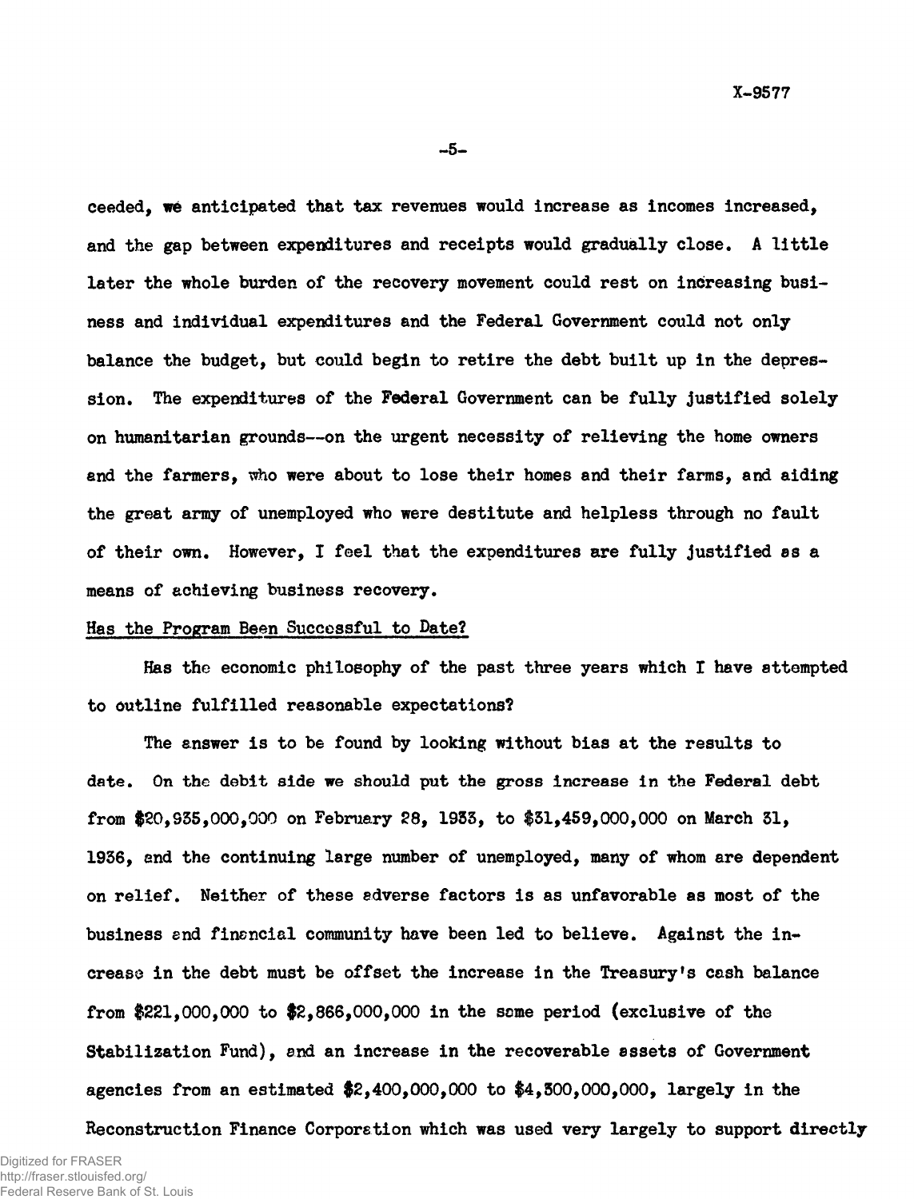ceeded, we anticipated that tax revenues would increase as incomes increased, and the gap between expenditures and receipts would gradually close. A little later the whole burden of the recovery movement could rest on increasing business and individual expenditures and the Federal Government could not only balance the budget, but could begin to retire the debt built up in the depression. The expenditures of the Federal Government can be fully justified solely on humanitarian grounds--on the urgent necessity of relieving the home owners and the farmers, who were about to lose their homes and their farms, and aiding the great army of unemployed who were destitute and helpless through no fault of their own. However, I feel that the expenditures are fully justified as a means of achieving business recovery.

## Has the Program Been Successful to Date?

Has the economic philosophy of the past three years which I have attempted to outline fulfilled reasonable expectations?

The answer is to be found by looking without bias at the results to date. On the debit side we should put the gross increase in the Federal debt from $20,935,000,000 on February 28, 1933, to $31,459,000,000 on March 31, 1936, and the continuing large number of unemployed, many of whom are dependent on relief. Neither of these adverse factors is as unfavorable as most of the business and financial community have been led to believe. Against the increase in the debt must be offset the increase in the Treasury's cash balance from $221,000,000 to $2,866,000,000 in the same period (exclusive of the Stabilization Fund), and an increase in the recoverable assets of Government agencies from an estimated $2,400,000,000 to $4,300,000,000, largely in the Reconstruction Finance Corporation which was used very largely to support directly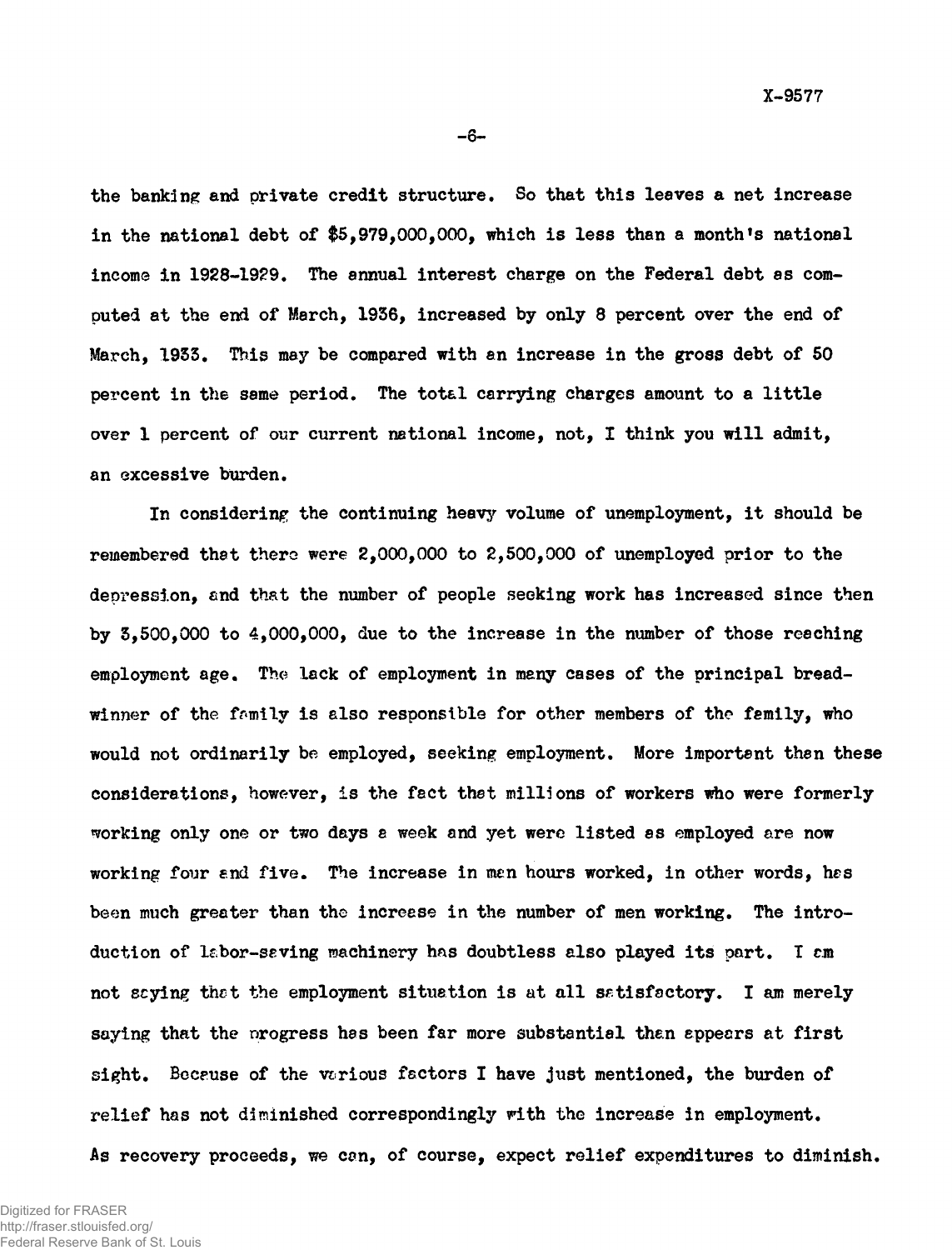the banking and private credit structure. So that this leaves a net increase in the national debt of $5,979,000,000, which is less than a month's national income in 1928-1929. The annual interest charge on the Federal debt as computed at the end of March, 1936, increased by only 8 percent over the end of March, 1933. This may be compared with an increase in the gross debt of 50 percent in the same period. The total carrying charges amount to a little over 1 percent of our current national income, not, I think you will admit, an excessive burden.

In considering the continuing heavy volume of unemployment, it should be remembered that there were 2,000,000 to 2,500,000 of unemployed prior to the depression, and that the number of people seeking work has increased since then by 3,500,000 to 4,000,000, due to the increase in the number of those reaching employment age. The lack of employment in many cases of the principal breadwinner of the family is also responsible for other members of the family, who would not ordinarily be employed, seeking employment. More important than these considerations, however, is the fact that millions of workers who were formerly working only one or two days a week and yet were listed as employed are now working four and five. The increase in man hours worked, in other words, has been much greater than the increase in the number of men working. The introduction of labor-saving machinery has doubtless also played its part. I am not saying that the employment situation is at all satisfactory. I am merely saying that the progress has been far more substantial than appears at first sight. Because of the various factors I have just mentioned, the burden of relief has not diminished correspondingly with the increase in employment. As recovery proceeds, we can, of course, expect relief expenditures to diminish.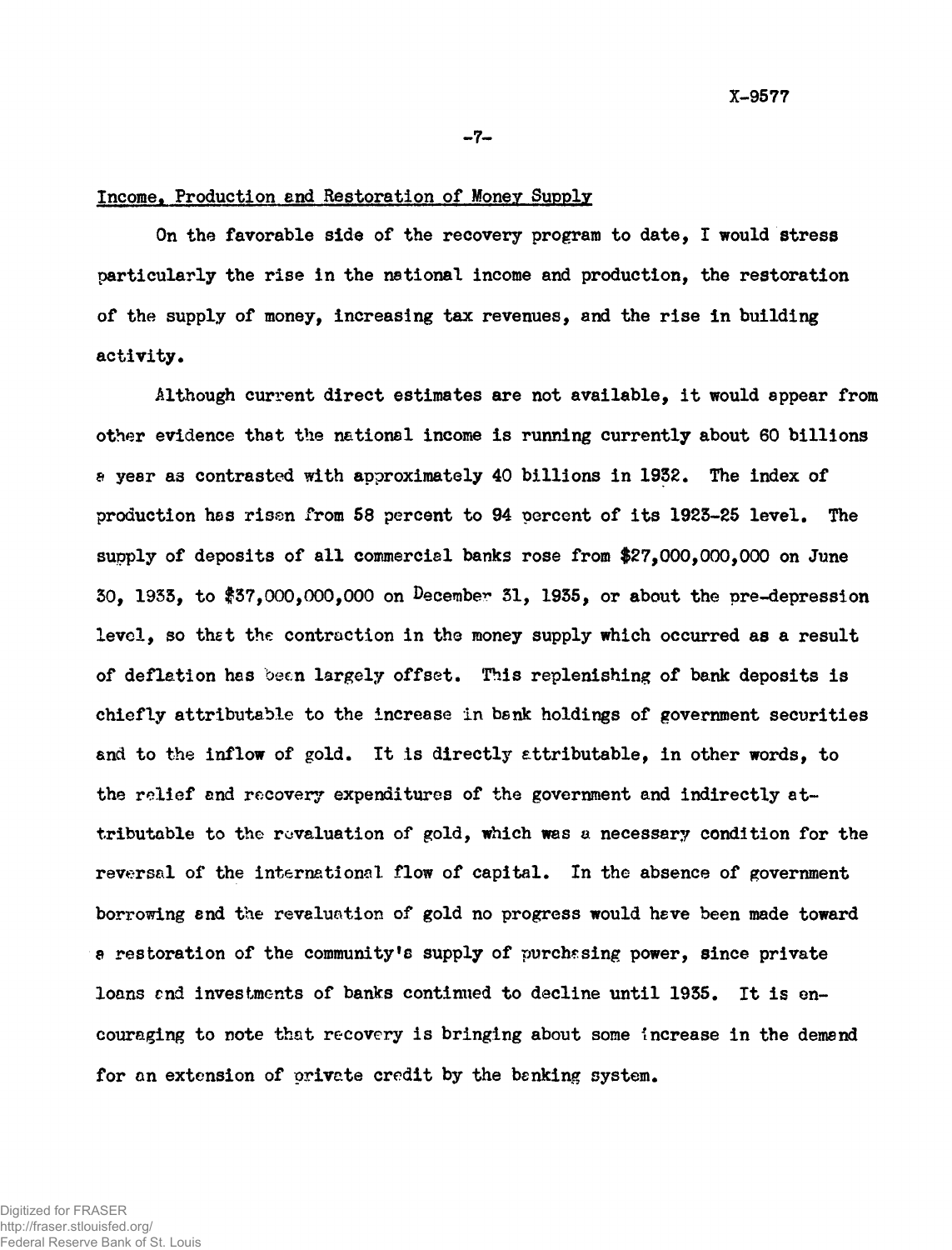## Income, Production and Restoration of Money Supply

On the favorable side of the recovery program to date, I would stress particularly the rise in the national income and production, the restoration of the supply of money, increasing tax revenues, and the rise in building activity.

Although current direct estimates are not available, it would appear from other evidence that the national income is running currently about 60 billions a year as contrasted with approximately 40 billions in 1932. The index of production has risen from 58 percent to 94 percent of its 1923-25 level. The supply of deposits of all commercial banks rose from $27,000,000,000 on June 30, 1933, to $37,000,000,000 on December 31, 1935, or about the pre-depression level, so that the contraction in the money supply which occurred as a result of deflation has been largely offset. This replenishing of bank deposits is chiefly attributable to the increase in bank holdings of government securities and to the inflow of gold. It is directly attributable, in other words, to the relief and recovery expenditures of the government and indirectly attributable to the revaluation of gold, which was a necessary condition for the reversal of the international flow of capital. In the absence of government borrowing and the revaluation of gold no progress would have been made toward a restoration of the community's supply of purchasing power, since private loans and investments of banks continued to decline until 1935. It is encouraging to note that recovery is bringing about some increase in the demand for an extension of private credit by the banking system.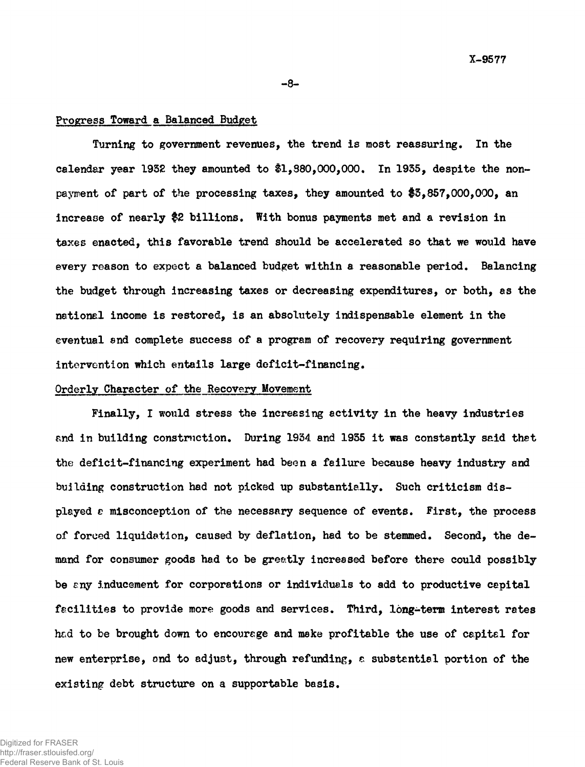## Progress Toward a Balanced Budget

Turning to government revenues, the trend is most reassuring. In the calendar year 1932 they amounted to $1,880,000,000. In 1935, despite the non-payment of part of the processing taxes, they amounted to $3,857,000,000, an increase of nearly $2 billions. With bonus payments met and a revision in taxes enacted, this favorable trend should be accelerated so that we would have every reason to expect a balanced budget within a reasonable period. Balancing the budget through increasing taxes or decreasing expenditures, or both, as the national income is restored, is an absolutely indispensable element in the eventual and complete success of a program of recovery requiring government intervention which entails large deficit-financing.

## Orderly Character of the Recovery Movement

Finally, I would stress the increasing activity in the heavy industries and in building construction. During 1934 and 1935 it was constantly said that the deficit-financing experiment had been a failure because heavy industry and building construction had not picked up substantially. Such criticism displayed a misconception of the necessary sequence of events. First, the process of forced liquidation, caused by deflation, had to be stemmed. Second, the demand for consumer goods had to be greatly increased before there could possibly be any inducement for corporations or individuals to add to productive capital facilities to provide more goods and services. Third, long-term interest rates had to be brought down to encourage and make profitable the use of capital for new enterprise, and to adjust, through refunding, a substantial portion of the existing debt structure on a supportable basis.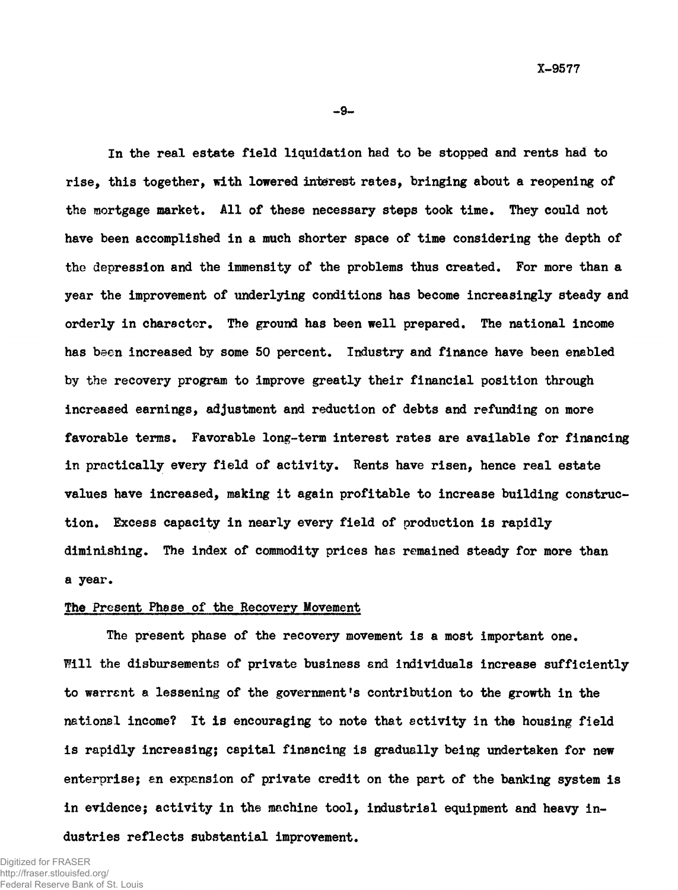In the real estate field liquidation had to be stopped and rents had to rise, this together, with lowered interest rates, bringing about a reopening of the mortgage market. All of these necessary steps took time. They could not have been accomplished in a much shorter space of time considering the depth of the depression and the immensity of the problems thus created. For more than a year the improvement of underlying conditions has become increasingly steady and orderly in character. The ground has been well prepared. The national income has been increased by some 50 percent. Industry and finance have been enabled by the recovery program to improve greatly their financial position through increased earnings, adjustment and reduction of debts and refunding on more favorable terms. Favorable long-term interest rates are available for financing in practically every field of activity. Rents have risen, hence real estate values have increased, making it again profitable to increase building construction. Excess capacity in nearly every field of production is rapidly diminishing. The index of commodity prices has remained steady for more than a year.

## The Present Phase of the Recovery Movement

The present phase of the recovery movement is a most important one. Will the disbursements of private business and individuals increase sufficiently to warrant a lessening of the government's contribution to the growth in the national income? It is encouraging to note that activity in the housing field is rapidly increasing; capital financing is gradually being undertaken for new enterprise; an expansion of private credit on the part of the banking system is in evidence; activity in the machine tool, industrial equipment and heavy industries reflects substantial improvement.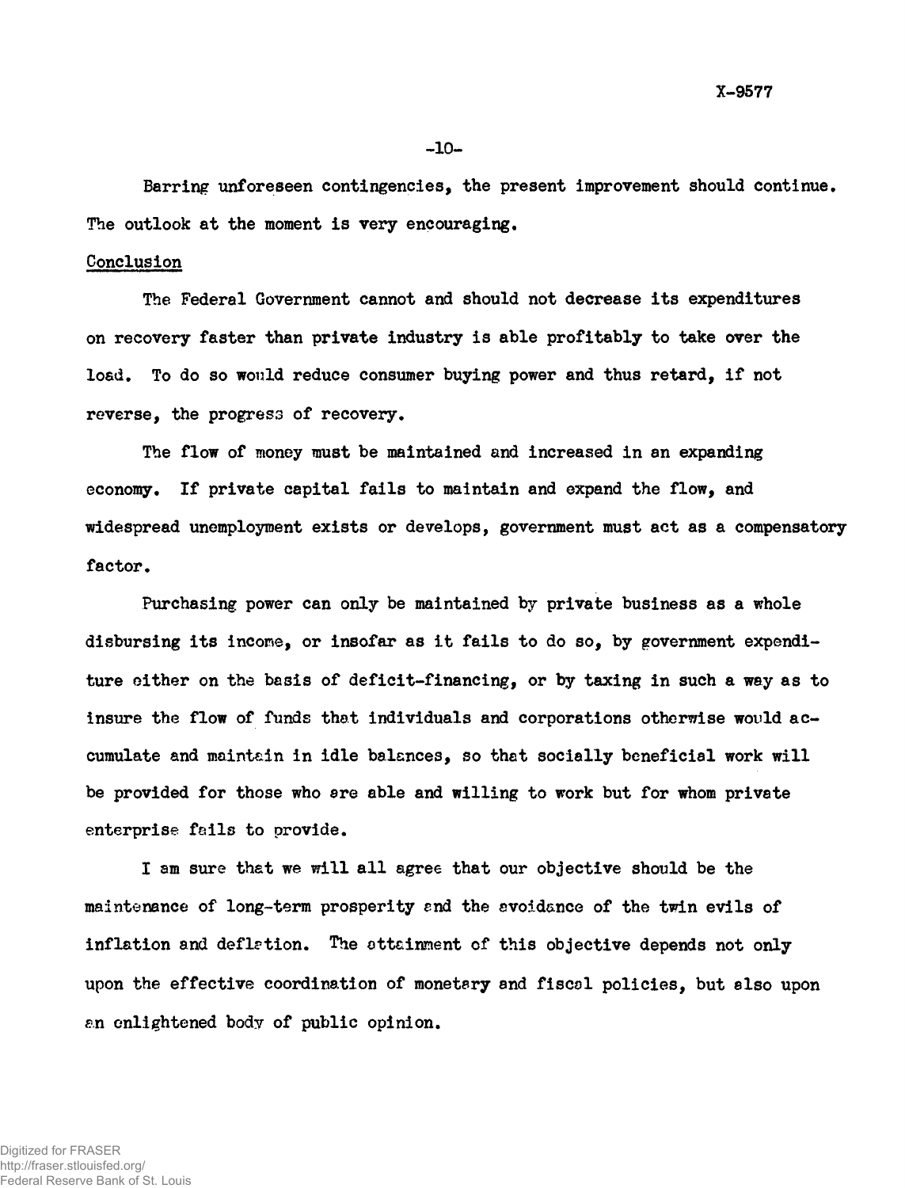Barring unforeseen contingencies, the present improvement should continue. The outlook at the moment is very encouraging.

## Conclusion

The Federal Government cannot and should not decrease its expenditures on recovery faster than private industry is able profitably to take over the load. To do so would reduce consumer buying power and thus retard, if not reverse, the progress of recovery.

The flow of money must be maintained and increased in an expanding economy. If private capital fails to maintain and expand the flow, and widespread unemployment exists or develops, government must act as a compensatory factor.

Purchasing power can only be maintained by private business as a whole disbursing its income, or insofar as it fails to do so, by government expenditure either on the basis of deficit-financing, or by taxing in such a way as to insure the flow of funds that individuals and corporations otherwise would accumulate and maintain in idle balances, so that socially beneficial work will be provided for those who are able and willing to work but for whom private enterprise fails to provide.

I am sure that we will all agree that our objective should be the maintenance of long-term prosperity and the avoidance of the twin evils of inflation and deflation. The attainment of this objective depends not only upon the effective coordination of monetary and fiscal policies, but also upon an enlightened body of public opinion.